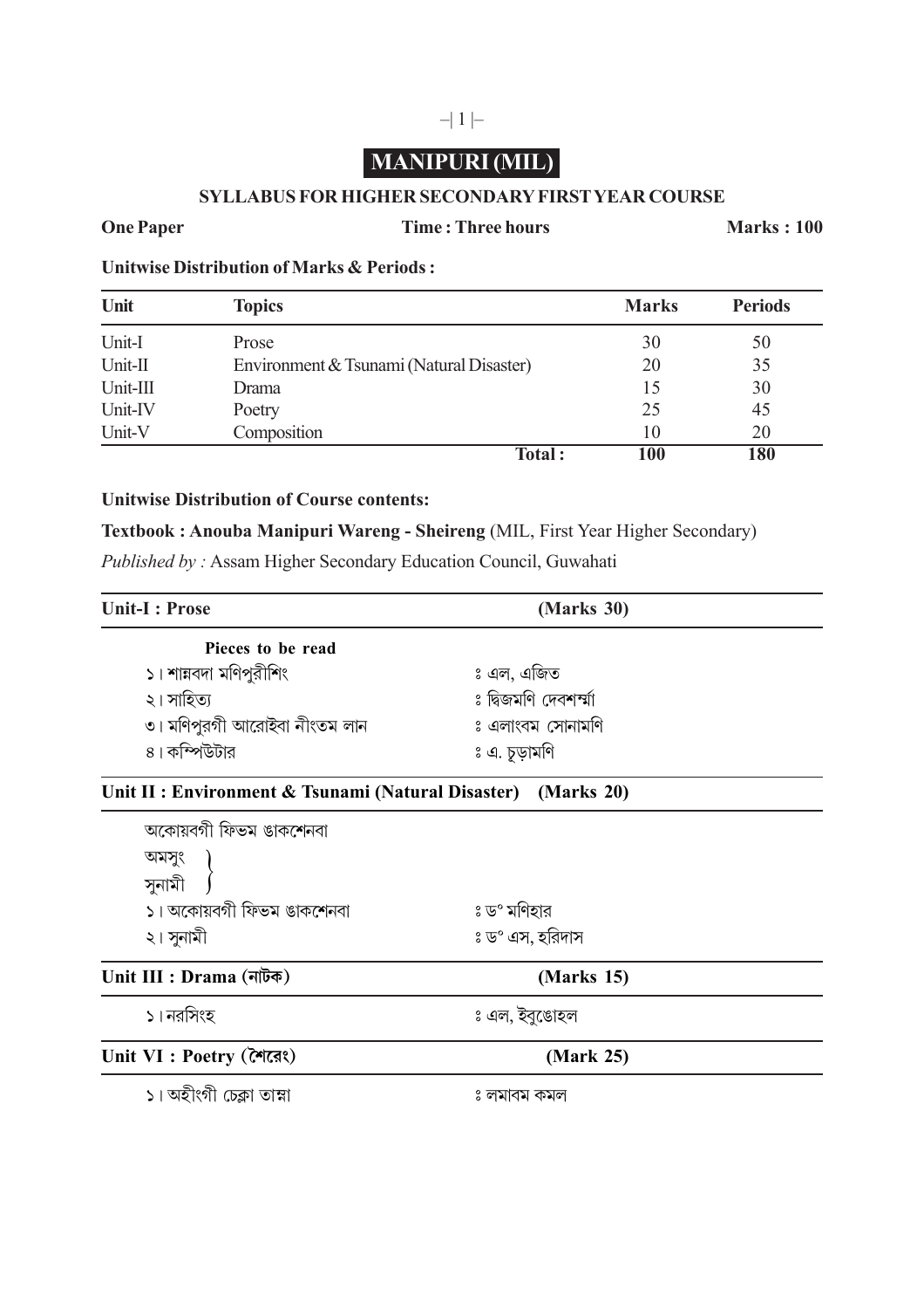# MANIPURI (MIL)

## SYLLABUS FOR HIGHER SECONDARY FIRST YEAR COURSE

**One Paper** **Time : Three hours** **Marks : 100**

**Unitwise Distribution of Marks & Periods :**

| Unit | Topics | Marks | Periods |
|---|---|---|---|
| Unit-I | Prose | 30 | 50 |
| Unit-II | Environment & Tsunami (Natural Disaster) | 20 | 35 |
| Unit-III | Drama | 15 | 30 |
| Unit-IV | Poetry | 25 | 45 |
| Unit-V | Composition | 10 | 20 |
| | **Total :** | **100** | **180** |

**Unitwise Distribution of Course contents:**

**Textbook : Anouba Manipuri Wareng - Sheireng** (MIL, First Year Higher Secondary)

*Published by :* Assam Higher Secondary Education Council, Guwahati

| **Unit-I : Prose** | **(Marks 30)** |
|---|---|
| **Pieces to be read** | |
| ১। শান্নবদা মণিপুরীশিং | ঃ এল, এজিত |
| ২। সাহিত্য | ঃ দ্বিজমণি দেবশর্ম্মা |
| ৩। মণিপুরগী আরোইবা নীংতম লান | ঃ এলাংবম সোনামণি |
| ৪। কম্পিউটার | ঃ এ. চূড়ামণি |

| **Unit II : Environment & Tsunami (Natural Disaster)** | **(Marks 20)** |
|---|---|
| অকোয়বগী ফিভম ঙাকশেনবা | |
| অমসুং } সুনামী | |
| ১। অকোয়বগী ফিভম ঙাকশেনবা | ঃ ড° মণিহার |
| ২। সুনামী | ঃ ড° এস, হরিদাস |

| **Unit III : Drama (নাটক)** | **(Marks 15)** |
|---|---|
| ১। নরসিংহ | ঃ এল, ইবুঙোহল |

| **Unit VI : Poetry (শৈরেং)** | **(Mark 25)** |
|---|---|
| ১। অহীংগী চেক্লা তাম্না | ঃ লমাবম কমল |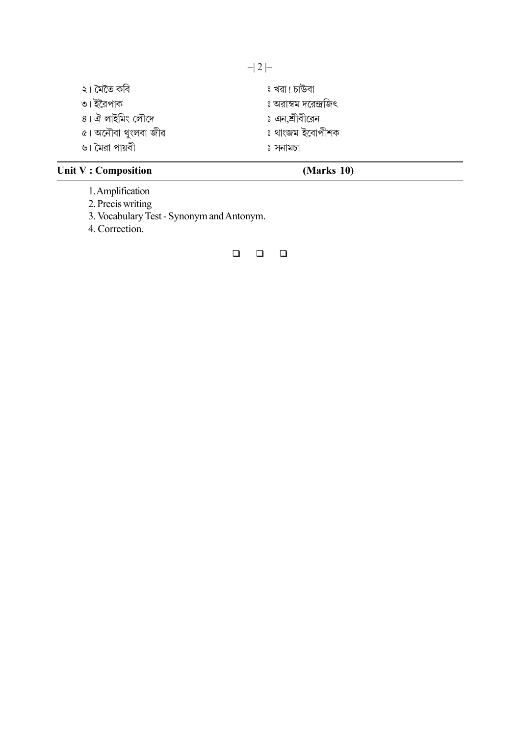| | |
|---|---|
| ২। মৈতৈ কবি | ঃ খৰা! চাউবা |
| ৩। ইরৈপাক | ঃ অরাম্বম দরেন্দ্রজিৎ |
| ৪। ঐ লাইমিং লৌদে | ঃ এন,শ্রীবীরেন |
| ৫। অনৌবা থুংলবা জীৱ | ঃ থাংজম ইবোপীশক |
| ৬। মৈরা পায়বী | ঃ সনামচা |

## Unit V : Composition (Marks 10)

1. Amplification
2. Precis writing
3. Vocabulary Test - Synonym and Antonym.
4. Correction.

❑ ❑ ❑